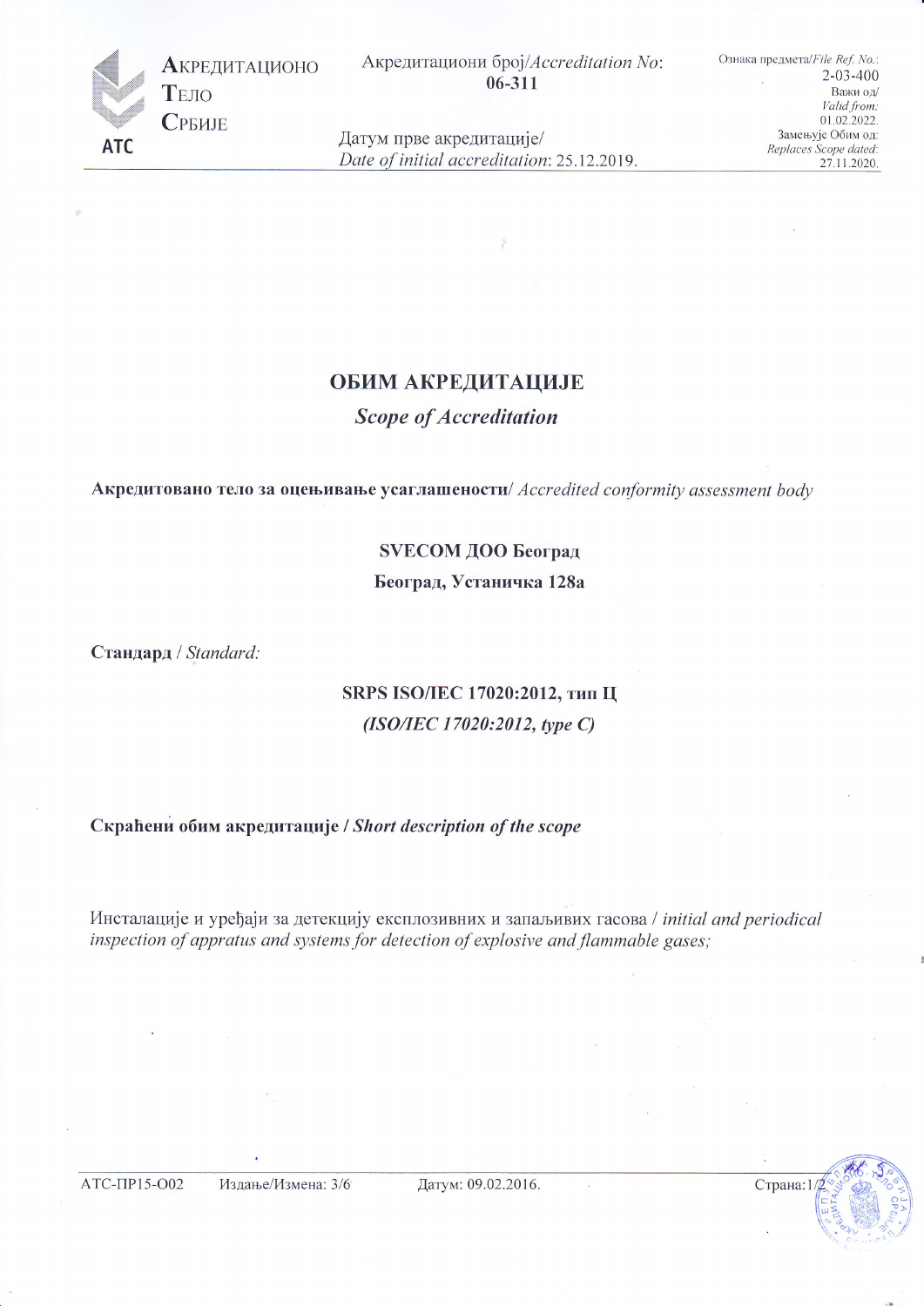**Акредитационо Тело Србије**

**АТС**

Акредитациони број/*Accreditation No*: **06-311**

Датум прве акредитације/ *Date of initial accreditation*: 25.12.2019.

Ознака предмета/*File Ref. No.*: 2-03-400
Важи од/ *Valid from*: 01.02.2022.
Замењује Обим од: *Replaces Scope dated*: 27.11.2020.

# ОБИМ АКРЕДИТАЦИЈЕ

## *Scope of Accreditation*

**Акредитовано тело за оцењивање усаглашености**/ *Accredited conformity assessment body*

**SVECOM ДОО Београд**

**Београд, Устаничка 128а**

**Стандард** / *Standard:*

**SRPS ISO/IEC 17020:2012, тип Ц**

***(ISO/IEC 17020:2012, type C)***

**Скраћени обим акредитације / *Short description of the scope***

Инсталације и уређаји за детекцију експлозивних и запаљивих гасова / *initial and periodical inspection of appratus and systems for detection of explosive and flammable gases;*

АТС-ПР15-О02 Издање/Измена: 3/6 Датум: 09.02.2016.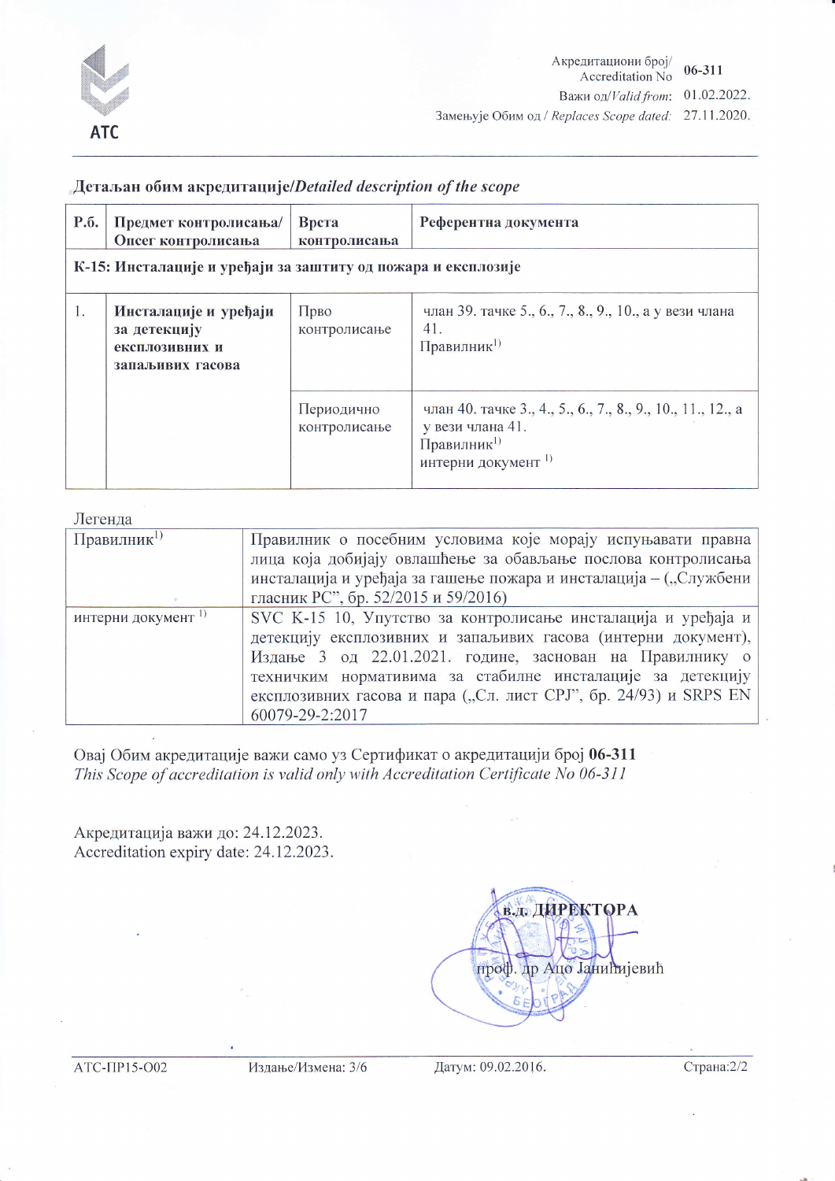АТС

| | |
|---|---|
| Акредитациони број/ Accreditation No | **06-311** |
| Важи од/*Valid from*: | 01.02.2022. |
| Замењује Обим од / *Replaces Scope dated*: | 27.11.2020. |

## Детаљан обим акредитације/*Detailed description of the scope*

| Р.б. | Предмет контролисања/ Опсег контролисања | Врста контролисања | Референтна документа |
|---|---|---|---|
| **К-15: Инсталације и уређаји за заштиту од пожара и експлозије** | | | |
| 1. | **Инсталације и уређаји за детекцију експлозивних и запаљивих гасова** | Прво контролисање | члан 39. тачке 5., 6., 7., 8., 9., 10., а у вези члана 41. Правилник[1)] |
| | | Периодично контролисање | члан 40. тачке 3., 4., 5., 6., 7., 8., 9., 10., 11., 12., а у вези члана 41. Правилник[1)] интерни документ [1)] |

Легенда

| | |
|---|---|
| Правилник[1)] | Правилник о посебним условима које морају испуњавати правна лица која добијају овлашћење за обављање послова контролисања инсталација и уређаја за гашење пожара и инсталација – („Службени гласник РС", бр. 52/2015 и 59/2016) |
| интерни документ [1)] | SVC K-15 10, Упутство за контролисање инсталација и уређаја и детекцију експлозивних и запаљивих гасова (интерни документ), Издање 3 од 22.01.2021. године, заснован на Правилнику о техничким нормативима за стабилне инсталације за детекцију експлозивних гасова и пара („Сл. лист СРЈ", бр. 24/93) и SRPS EN 60079-29-2:2017 |

Овај Обим акредитације важи само уз Сертификат о акредитацији број **06-311**
*This Scope of accreditation is valid only with Accreditation Certificate No 06-311*

Акредитација важи до: 24.12.2023.
Accreditation expiry date: 24.12.2023.

**в.д. ДИРЕКТОРА**

проф. др Ацо Јанићијевић

АТС-ПР15-О02 Издање/Измена: 3/6 Датум: 09.02.2016.